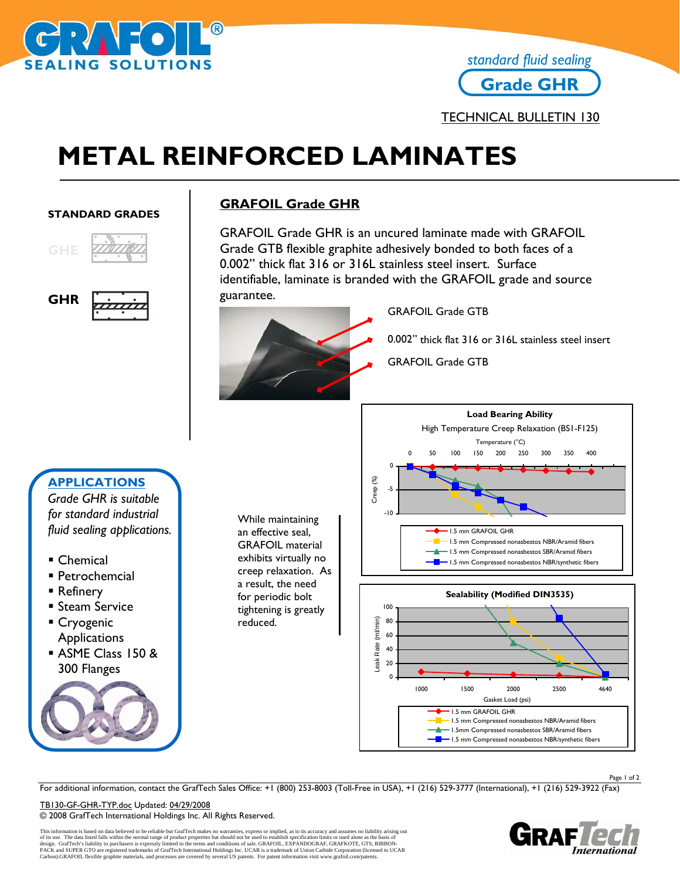standard fluid sealing

**Grade GHR**

TECHNICAL BULLETIN 130

# METAL REINFORCED LAMINATES

**STANDARD GRADES**

GHE

GHR

## GRAFOIL Grade GHR

GRAFOIL Grade GHR is an uncured laminate made with GRAFOIL Grade GTB flexible graphite adhesively bonded to both faces of a 0.002" thick flat 316 or 316L stainless steel insert. Surface identifiable, laminate is branded with the GRAFOIL grade and source guarantee.

- GRAFOIL Grade GTB
- 0.002" thick flat 316 or 316L stainless steel insert
- GRAFOIL Grade GTB

### APPLICATIONS

*Grade GHR is suitable for standard industrial fluid sealing applications.*

- Chemical
- Petrochemcial
- Refinery
- Steam Service
- Cryogenic Applications
- ASME Class 150 & 300 Flanges

While maintaining an effective seal, GRAFOIL material exhibits virtually no creep relaxation. As a result, the need for periodic bolt tightening is greatly reduced.

**Load Bearing Ability**

High Temperature Creep Relaxation (BS1-F125)

Temperature (°C): 0, 50, 100, 150, 200, 250, 300, 350, 400

Creep (%): 0, -5, -10

- 1.5 mm GRAFOIL GHR
- 1.5 mm Compressed nonasbestos NBR/Aramid fibers
- 1.5 mm Compressed nonasbestos SBR/Aramid fibers
- 1.5 mm Compressed nonasbestos NBR/synthetic fibers

**Sealability (Modified DIN3535)**

Leak Rate (ml/min): 0, 20, 40, 60, 80, 100

Gasket Load (psi): 1000, 1500, 2000, 2500, 4640

- 1.5 mm GRAFOIL GHR
- 1.5 mm Compressed nonasbestos NBR/Aramid fibers
- 1.5mm Compressed nonasbestos SBR/Aramid fibers
- 1.5 mm Compressed nonasbestos NBR/synthetic fibers

For additional information, contact the GrafTech Sales Office: +1 (800) 253-8003 (Toll-Free in USA), +1 (216) 529-3777 (International), +1 (216) 529-3922 (Fax)

TB130-GF-GHR-TYP.doc Updated: 04/29/2008

© 2008 GrafTech International Holdings Inc. All Rights Reserved.

This information is based on data believed to be reliable but GrafTech makes no warranties, express or implied, as to its accuracy and assumes no liability arising out of its use. The data listed falls within the normal range of product properties but should not be used to establish specification limits or used alone as the basis of design. GrafTech's liability to purchasers is expressly limited to the terms and conditions of sale. GRAFOIL, EXPANDOGRAF, GRAFKOTE, GTS, RIBBON-PACK and SUPER GTO are registered trademarks of GrafTech International Holdings Inc. UCAR is a trademark of Union Carbide Corporation (licensed to UCAR Carbon).GRAFOIL flexible graphite materials, and processes are covered by several US patents. For patent information visit www.grafoil.com/patents.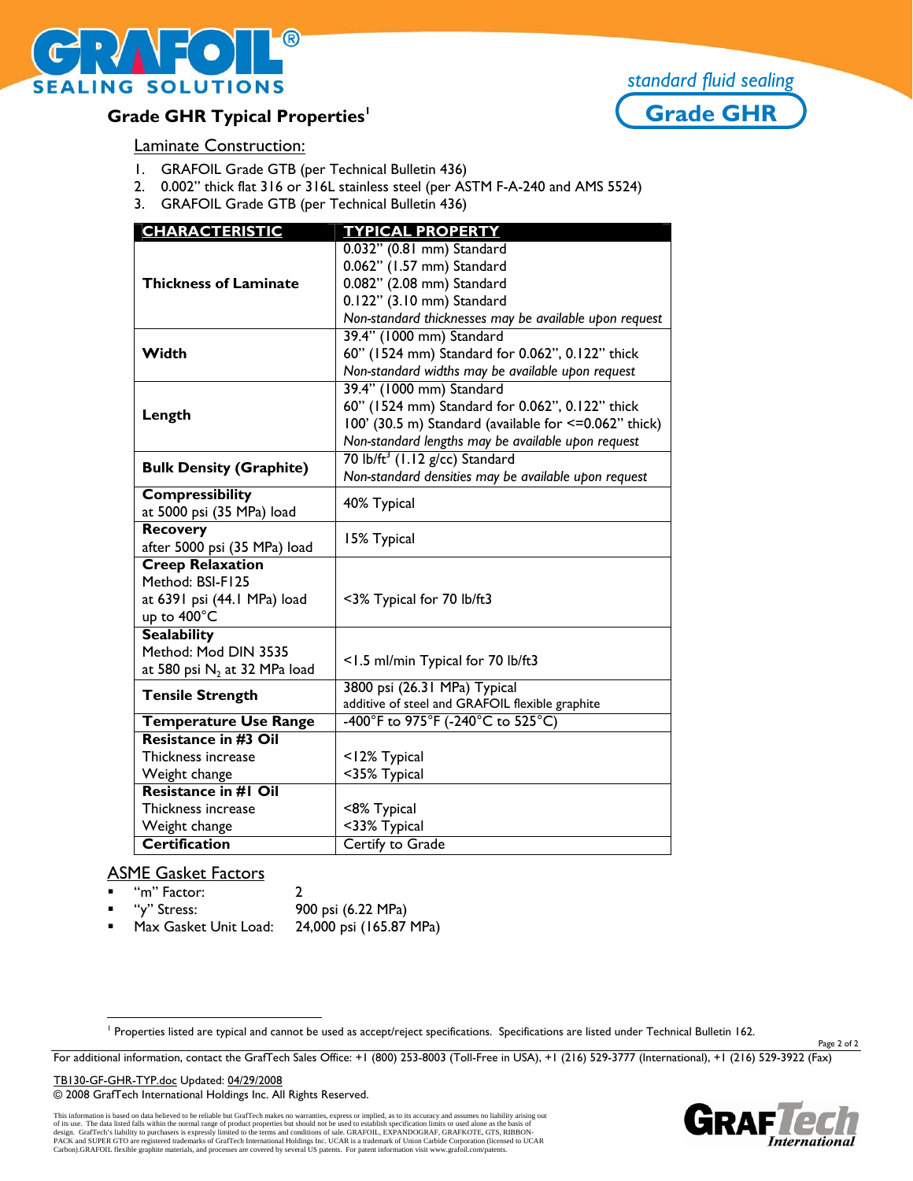# GRAFOIL® SEALING SOLUTIONS

standard fluid sealing

**Grade GHR**

## Grade GHR Typical Properties[1]

Laminate Construction:

1. GRAFOIL Grade GTB (per Technical Bulletin 436)
2. 0.002" thick flat 316 or 316L stainless steel (per ASTM F-A-240 and AMS 5524)
3. GRAFOIL Grade GTB (per Technical Bulletin 436)

| CHARACTERISTIC | TYPICAL PROPERTY |
|---|---|
| **Thickness of Laminate** | 0.032" (0.81 mm) Standard<br>0.062" (1.57 mm) Standard<br>0.082" (2.08 mm) Standard<br>0.122" (3.10 mm) Standard<br>*Non-standard thicknesses may be available upon request* |
| **Width** | 39.4" (1000 mm) Standard<br>60" (1524 mm) Standard for 0.062", 0.122" thick<br>*Non-standard widths may be available upon request* |
| **Length** | 39.4" (1000 mm) Standard<br>60" (1524 mm) Standard for 0.062", 0.122" thick<br>100' (30.5 m) Standard (available for <=0.062" thick)<br>*Non-standard lengths may be available upon request* |
| **Bulk Density (Graphite)** | 70 lb/ft$^3$ (1.12 g/cc) Standard<br>*Non-standard densities may be available upon request* |
| **Compressibility**<br>at 5000 psi (35 MPa) load | 40% Typical |
| **Recovery**<br>after 5000 psi (35 MPa) load | 15% Typical |
| **Creep Relaxation**<br>Method: BSI-F125<br>at 6391 psi (44.1 MPa) load<br>up to 400°C | <3% Typical for 70 lb/ft3 |
| **Sealability**<br>Method: Mod DIN 3535<br>at 580 psi $N_2$ at 32 MPa load | <1.5 ml/min Typical for 70 lb/ft3 |
| **Tensile Strength** | 3800 psi (26.31 MPa) Typical<br>additive of steel and GRAFOIL flexible graphite |
| **Temperature Use Range** | -400°F to 975°F (-240°C to 525°C) |
| **Resistance in #3 Oil**<br>Thickness increase<br>Weight change | <12% Typical<br><35% Typical |
| **Resistance in #1 Oil**<br>Thickness increase<br>Weight change | <8% Typical<br><33% Typical |
| **Certification** | Certify to Grade |

ASME Gasket Factors

- "m" Factor: 2
- "y" Stress: 900 psi (6.22 MPa)
- Max Gasket Unit Load: 24,000 psi (165.87 MPa)

[1] Properties listed are typical and cannot be used as accept/reject specifications. Specifications are listed under Technical Bulletin 162.

For additional information, contact the GrafTech Sales Office: +1 (800) 253-8003 (Toll-Free in USA), +1 (216) 529-3777 (International), +1 (216) 529-3922 (Fax)

TB130-GF-GHR-TYP.doc Updated: 04/29/2008
© 2008 GrafTech International Holdings Inc. All Rights Reserved.

This information is based on data believed to be reliable but GrafTech makes no warranties, express or implied, as to its accuracy and assumes no liability arising out of its use. The data listed falls within the normal range of product properties but should not be used to establish specification limits or used alone as the basis of design. GrafTech's liability to purchasers is expressly limited to the terms and conditions of sale. GRAFOIL, EXPANDOGRAF, GRAFKOTE, GTS, RIBBON-PACK and SUPER GTO are registered trademarks of GrafTech International Holdings Inc. UCAR is a trademark of Union Carbide Corporation (licensed to UCAR Carbon).GRAFOIL flexible graphite materials, and processes are covered by several US patents. For patent information visit www.grafoil.com/patents.

GRAFTech International